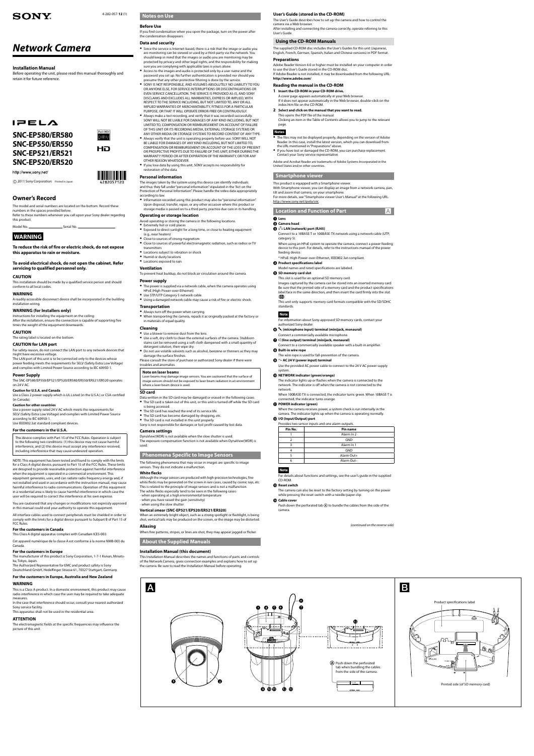SONY

4-282-057-**12** (1)

# Network Camera

## Installation Manual

Before operating the unit, please read this manual thoroughly and retain it for future reference.

IPELA

## SNC-EP580/ER580
## SNC-EP550/ER550
## SNC-EP521/ER521
## SNC-EP520/ER520

http://www.sony.net/

© 2011 Sony Corporation Printed in Japan

4282057120

## Owner's Record

The model and serial numbers are located on the bottom. Record these numbers in the spaces provided below.
Refer to these numbers whenever you call upon your Sony dealer regarding this product.

Model No. ____________ Serial No. ____________

## WARNING

**To reduce the risk of fire or electric shock, do not expose this apparatus to rain or moisture.**

**To avoid electrical shock, do not open the cabinet. Refer servicing to qualified personnel only.**

### CAUTION

This installation should be made by a qualified service person and should conform to all local codes.

### WARNING

A readily accessible disconnect device shall be incorporated in the building installation wiring.

### WARNING (for Installers only)

Instructions for installing the equipment on the ceiling:
After the installation, ensure the connection is capable of supporting five times the weight of the equipment downwards.

### CAUTION

The rating label is located on the bottom.

### CAUTION for LAN port

For safety reason, do not connect the LAN port to any network devices that might have excessive voltage.
The LAN port of this unit is to be connected only to the devices whose power feeding meets the requirements for SELV (Safety Extra Low Voltage) and complies with Limited Power Source according to IEC 60950-1.

### Power Supply

The SNC-EP580/EP550/EP521/EP520/ER580/ER550/ER521/ER520 operates on 24 V AC.

**Caution for U.S.A. and Canada**

Use a Class 2 power supply which is UL Listed (in the U.S.A.) or CSA-certified (in Canada).

**Caution for other countries**

Use a power supply rated 24 V AC which meets the requirements for SELV (Safety Extra Low Voltage) and complies with Limited Power Source according to IEC 60950-1.
Use IEEE802.3at standard compliant devices.

### For the customers in the U.S.A.

This device complies with Part 15 of the FCC Rules. Operation is subject to the following two conditions: (1) this device may not cause harmful interference, and (2) this device must accept any interference received, including interference that may cause undesired operation.

NOTE: This equipment has been tested and found to comply with the limits for a Class A digital device, pursuant to Part 15 of the FCC Rules. These limits are designed to provide reasonable protection against harmful interference when the equipment is operated in a commercial environment. This equipment generates, uses, and can radiate radio frequency energy and, if not installed and used in accordance with the instruction manual, may cause harmful interference to radio communications. Operation of this equipment in a residential area is likely to cause harmful interference in which case the user will be required to correct the interference at his own expense.

You are cautioned that any changes or modifications not expressly approved in this manual could void your authority to operate this equipment.

All interface cables used to connect peripherals must be shielded in order to comply with the limits for a digital device pursuant to Subpart B of Part 15 of FCC Rules.

### For the customers in Canada

This Class A digital apparatus complies with Canadian ICES-003.

Cet appareil numérique de la classe A est conforme à la norme NMB-003 du Canada.

### For the customers in Europe

The manufacturer of this product is Sony Corporation, 1-7-1 Konan, Minato-ku, Tokyo, Japan.
The Authorized Representative for EMC and product safety is Sony Deutschland GmbH, Hedelfinger Strasse 61, 70327 Stuttgart, Germany.

### For the customers in Europe, Australia and New Zealand

### WARNING

This is a Class A product. In a domestic environment, this product may cause radio interference in which case the user may be required to take adequate measures.
In the case that interference should occur, consult your nearest authorized Sony service facility.
This apparatus shall not be used in the residential area.

### ATTENTION

The electromagnetic fields at the specific frequencies may influence the picture of this unit.

## Notes on Use

### Before Use

If you find condensation when you open the package, turn on the power after the condensation disappears.

### Data and security

- Since the service is Internet-based, there is a risk that the image or audio you are monitoring can be viewed or used by a third-party via the network. You should keep in mind that the images or audio you are monitoring may be protected by privacy and other legal rights, and the responsibility for making sure you are complying with applicable laws is yours alone.
- Access to the images and audio is protected only by a user name and the password you set up. No further authentication is provided nor should you presume that any other protective filtering is done by the service.
- SONY IS NOT RESPONSIBLE, AND ASSUMES ABSOLUTELY NO LIABILITY TO YOU OR ANYONE ELSE, FOR SERVICE INTERRUPTIONS OR DISCONTINUATIONS OR EVEN SERVICE CANCELLATION. THE SERVICE IS PROVIDED AS-IS, AND SONY DISCLAIMS AND EXCLUDES ALL WARRANTIES, EXPRESS OR IMPLIED, WITH RESPECT TO THE SERVICE INCLUDING, BUT NOT LIMITED TO, ANY OR ALL IMPLIED WARRANTIES OF MERCHANTABILITY, FITNESS FOR A PARTICULAR PURPOSE, OR THAT IT WILL OPERATE ERROR-FREE OR CONTINUOUSLY.
- Always make a test recording, and verify that it was recorded successfully. SONY WILL NOT BE LIABLE FOR DAMAGES OF ANY KIND INCLUDING, BUT NOT LIMITED TO, COMPENSATION OR REIMBURSEMENT ON ACCOUNT OF FAILURE OF THIS UNIT OR ITS RECORDING MEDIA, EXTERNAL STORAGE SYSTEMS OR ANY OTHER MEDIA OR STORAGE SYSTEMS TO RECORD CONTENT OF ANY TYPE.
- Always verify that the unit is operating properly before use. SONY WILL NOT BE LIABLE FOR DAMAGES OF ANY KIND INCLUDING, BUT NOT LIMITED TO, COMPENSATION OR REIMBURSEMENT ON ACCOUNT OF THE LOSS OF PRESENT OR PROSPECTIVE PROFITS DUE TO FAILURE OF THIS UNIT, EITHER DURING THE WARRANTY PERIOD OR AFTER EXPIRATION OF THE WARRANTY, OR FOR ANY OTHER REASON WHATSOEVER.
- If you lose data by using this unit, SONY accepts no responsibility for restoration of the data.

### Personal information

The images taken by the system using this device can identify individuals and thus they fall under "personal information" stipulated in the "Act on the Protection of Personal Information". Please handle the video data appropriately according to law.

- Information recorded using this product may also be "personal information". Upon disposal, transfer, repair, or any other occasion where this product or storage media is passed on to a third party, practice due care in its handling.

### Operating or storage location

Avoid operating or storing the camera in the following locations.

- Extremely hot or cold places
- Exposed to direct sunlight for a long time, or close to heating equipment (e.g., near heaters)
- Close to sources of strong magnetism
- Close to sources of powerful electromagnetic radiation, such as radios or TV transmitters
- Locations subject to vibration or shock
- Humid or dusty locations
- Locations exposed to rain

### Ventilation

To prevent heat buildup, do not block air circulation around the camera.

### Power supply

- The power is supplied via a network cable, when the camera operates using HPoE (High-Power-over-Ethernet).
- Use STP/UTP Category 5 network cable.
- Using a damaged network cable may cause a risk of fire or electric shock.

### Transportation

- Always turn off the power when carrying.
- When transporting the camera, repack it as originally packed at the factory or in materials of equal quality.

### Cleaning

- Use a blower to remove dust from the lens.
- Use a soft, dry cloth to clean the external surfaces of the camera. Stubborn stains can be removed using a soft cloth dampened with a small quantity of detergent solution, then wipe dry.
- Do not use volatile solvents such as alcohol, benzene or thinners as they may damage the surface finishes.

Please consult the store of purchase or authorized Sony dealer if there were troubles and anomalies.

**Note on laser beams**

Laser beams may damage image sensors. You are cautioned that the surface of image sensors should not be exposed to laser beam radiation in an environment where a laser beam device is used.

### SD card

Data written in the SD card may be damaged or erased in the following cases:

- The SD card is taken out of this unit, or this unit is turned off while the SD card is being accessed.
- The SD card has reached the end of its service life.
- The SD card has become damaged by dropping, etc.
- The SD card is not installed in this unit properly.

Sony is not responsible for damages or lost profit caused by lost data.

### Camera settings

DynaView(WDR) is not available when the slow shutter is used.
The exposure compensation function is not available when DynaView(WDR) is used.

## Phenomena Specific to Image Sensors

The following phenomena that may occur in images are specific to image sensors. They do not indicate a malfunction.

### White flecks

Although the image sensors are produced with high-precision technologies, fine white flecks may be generated on the screen in rare cases, caused by cosmic rays, etc.
This is related to the principle of image sensors and is not a malfunction.
The white flecks especially tend to be seen in the following cases:
- when operating at a high environmental temperature
- when you have raised the gain (sensitivity)
- when using the slow shutter

### Vertical smear (SNC-EP521/EP520/ER521/ER520)

When an extremely bright object, such as a strong spotlight or flashlight, is being shot, vertical tails may be produced on the screen, or the image may be distorted.

### Aliasing

When fine patterns, stripes, or lines are shot, they may appear jagged or flicker.

## About the Supplied Manuals

### Installation Manual (this document)

This Installation Manual describes the names and functions of parts and controls of the Network Camera, gives connection examples and explains how to set up the camera. Be sure to read the Installation Manual before operating.

### User's Guide (stored in the CD-ROM)

The User's Guide describes how to set up the camera and how to control the camera via a Web browser.
After installing and connecting the camera correctly, operate referring to this User's Guide.

## Using the CD-ROM Manuals

The supplied CD-ROM disc includes the User's Guides for this unit (Japanese, English, French, German, Spanish, Italian and Chinese versions) in PDF format.

### Preparations

Adobe Reader Version 6.0 or higher must be installed on your computer in order to use the User's Guide stored in the CD-ROM disc.
If Adobe Reader is not installed, it may be downloaded from the following URL:
**http://www.adobe.com/**

### Reading the manual in the CD-ROM

**1 Insert the CD-ROM in your CD-ROM drive.**
A cover page appears automatically in your Web browser.
If it does not appear automatically in the Web browser, double-click on the index.htm file on the CD-ROM.

**2 Select and click on the manual that you want to read.**
This opens the PDF file of the manual.
Clicking an item in the Table of Contents allows you to jump to the relevant page.

**Notes**

- The files may not be displayed properly, depending on the version of Adobe Reader. In this case, install the latest version, which you can download from the URL mentioned in "Preparations" above.
- If you have lost or damaged the CD-ROM, you can purchase replacement. Contact your Sony service representative.

Adobe and Acrobat Reader are trademarks of Adobe Systems Incorporated in the United States and/or other countries.

## Smartphone viewer

This product is equipped with a Smartphone viewer.
With Smartphone viewer, you can display an image from a network camera, pan, tilt and zoom that camera, on your smartphone.
For more details, see "Smartphone viewer User's Manual" at the following URL:
http://www.sony.net/ipela/snc

## Location and Function of Part [A]

**1 Lens**

**2 Camera head**

**3 LAN (network) port (RJ45)**
Connect to a 10BASE-T or 100BASE-TX network using a network cable (UTP, category 5).
When using an HPoE system to operate the camera, connect a power feeding device to this port. For details, refer to the instructions manual of the power feeding device.
\* HPoE: High-Power-over-Ethernet, IEEE802.3at compliant.

**4 Product specifications label**
Model names and rated specifications are labeled.

**5 SD memory card slot**
This slot is used for an optional SD memory card.
Images captured by the camera can be stored into an inserted memory card. Be sure that the printed side of a memory card and the product specifications label face in the same direction, and then insert the card firmly into the slot. ([B])
This unit only supports memory card formats compatible with the SD/SDHC standards.

**Note**

For information about Sony-approved SD memory cards, contact your authorized Sony dealer.

**6 (microphone input) terminal (minijack, monaural)**
Connect a commercially available microphone.

**7 (line output) terminal (minijack, monaural)**
Connect to a commercially available speaker with a built-in amplifier.

**8 Built-in wire rope**
The wire rope is used for fall-prevention of the camera.

**9 ~ AC 24 V (power input) terminal**
Use the provided AC power cable to connect to the 24 V AC power supply system.

**10 NETWORK indicator (green/orange)**
The indicator lights up or flashes when the camera is connected to the network. The indicator is off when the camera is not connected to the network.
When 100BASE-TX is connected, the indicator turns green. When 10BASE-T is connected, the indicator turns orange.

**11 POWER indicator (green)**
When the camera receives power, a system check is run internally in the camera. The indicator lights up when the camera is operating normally.

**12 I/O (Input/Output) port**
Provides two sensor inputs and one alarm outputs.

| Pin No. | Pin name |
|---|---|
| 1 | Alarm In 2 |
| 2 | GND |
| 3 | Alarm In 1 |
| 4 | GND |
| 5 | Alarm Out+ |
| 6 | Alarm Out– |

**Note**

For details about functions and settings, see the user's guide in the supplied CD-ROM.

**13 Reset switch**
The camera can also be reset to the factory setting by turning on the power while pressing the reset switch with a needle/paper clip.

**14 Cable cover**
Push down the perforated tab (A) to bundle the cables from the side of the camera.

*(continued on the reverse side)*

A

(A) Push down the perforated tab when bundling the cables from the side of the camera.

B

Product specifications label

Printed side (of SD memory card)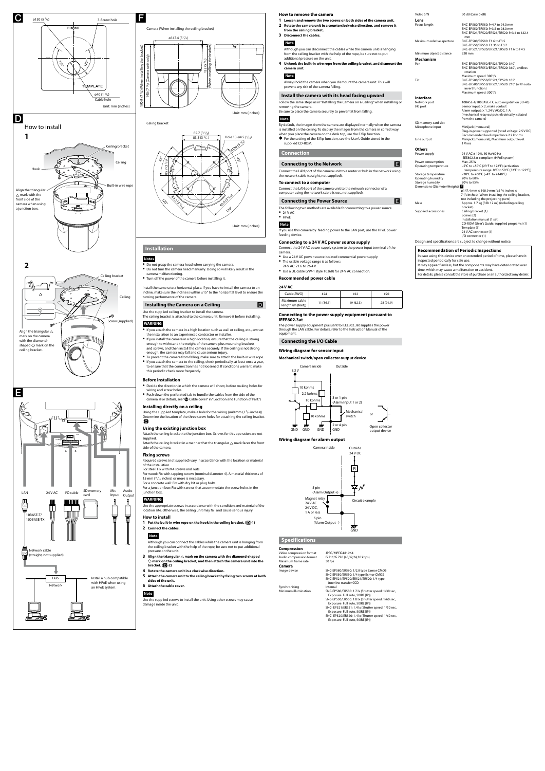## C

ø130 (5 $^1/_8$)

3-Screw hole

FRONT

120°

120°

TEMPLATE

ø40 (1 $^5/_8$)

Cable hole

Unit: mm (inches)

## D

How to install

**1**

Ceiling bracket

Ceiling

Hook

Built-in wire rope

Align the triangular △ mark with the front side of the camera when using a junction box.

**2**

Ceiling bracket

Ceiling

Screw (supplied)

Align the triangular △ mark on the camera with the diamond-shaped ◇ mark on the ceiling bracket.

## E

LAN

24 V AC

I/O cable

SD memory card

Mic Input

Audio Output

10BASE-T/100BASE-TX

Network cable (straight, not supplied)

Hub

Network

Install a hub compatible with HPoE when using an HPoE system.

## F

Camera (When installing the ceiling bracket)

ø147.4 (5 $^7/_8$)

190.9 (7 $^1/_2$) (When installing the bracket)

190 (7 $^1/_2$) (Camera unit only)

132 (5 $^1/_4$) (When installing the bracket)

Unit: mm (inches)

Ceiling bracket

85.7 (3 $^3/_8$)

83.5 (3 $^5/_{16}$)

Hole 13-ø4.5 ($^3/_{16}$)

ø130 (5 $^1/_8$)

45°

45°

83.5 (3 $^5/_{16}$)

120°

120°

Unit: mm (inches)

## Installation

**Notes**

- Do not grasp the camera head when carrying the camera.
- Do not turn the camera head manually. Doing so will likely result in the camera malfunctioning.
- Turn off the power of the camera before installing it.

Install the camera to a horizontal place. If you have to install the camera to an incline, make sure the incline is within ±15° to the horizontal level to ensure the turning performance of the camera.

### Installing the Camera on a Ceiling **D**

Use the supplied ceiling bracket to install the camera.
The ceiling bracket is attached to the camera unit. Remove it before installing.

**WARNING**

- If you attach the camera in a high location such as wall or ceiling, etc., entrust the installation to an experienced contractor or installer.
- If you install the camera in a high location, ensure that the ceiling is strong enough to withstand the weight of the camera plus mounting brackets and screws, and then install the camera securely. If the ceiling is not strong enough, the camera may fall and cause serious injury.
- To prevent the camera from falling, make sure to attach the built-in wire rope.
- If you attach the camera to the ceiling, check periodically, at least once a year, to ensure that the connection has not loosened. If conditions warrant, make this periodic check more frequently.

#### Before installation

- Decide the direction in which the camera will shoot, before making holes for wiring and screw holes.
- Push down the perforated tab to bundle the cables from the side of the camera. (For details, see "⓮ Cable cover" in "Location and Function of Part.")

#### Installing directly on a ceiling

Using the supplied template, make a hole for the wiring (ø40 mm (1 $^5/_8$ inches)). Determine the location of the three screw holes for attaching the ceiling bracket. (**C**)

#### Using the existing junction box

Attach the ceiling bracket to the junction box. Screws for this operation are not supplied.
Attach the ceiling bracket in a manner that the triangular △ mark faces the front side of the camera.

#### Fixing screws

Required screws (not supplied) vary in accordance with the location or material of the installation.
For steel: Fix with M4 screws and nuts.
For wood: Fix with tapping screws (nominal diameter 4). A material thickness of 15 mm ($^{19}/_{32}$ inches) or more is necessary.
For a concrete wall: Fix with dry bit or plug bolts.
For a junction box: Fix with screws that accommodate the screw holes in the junction box.

**WARNING**

Use the appropriate screws in accordance with the condition and material of the location site. Otherwise, the ceiling unit may fall and cause serious injury.

#### How to install

**1 Put the built-in wire rope on the hook in the ceiling bracket. (D-1)**

**2 Connect the cables.**

**Note**

Although you can connect the cables while the camera unit is hanging from the ceiling bracket with the help of the rope, be sure not to put additional pressure on the unit.

**3 Align the triangular △ mark on the camera with the diamond-shaped ◇ mark on the ceiling bracket, and then attach the camera unit into the bracket. (D-2)**

**4 Rotate the camera unit in a clockwise direction.**

**5 Attach the camera unit to the ceiling bracket by fixing two screws at both sides of the unit.**

**6 Attach the cable cover.**

**Note**

Use the supplied screws to install the unit. Using other screws may cause damage inside the unit.

#### How to remove the camera

**1 Loosen and remove the two screws on both sides of the camera unit.**

**2 Rotate the camera unit in a counterclockwise direction, and remove it from the ceiling bracket.**

**3 Disconnect the cables.**

**Note**

Although you can disconnect the cables while the camera unit is hanging from the ceiling bracket with the help of the rope, be sure not to put additional pressure on the unit.

**4 Unhook the built-in wire rope from the ceiling bracket, and dismount the camera unit.**

**Note**

Always hold the camera when you dismount the camera unit. This will prevent any risk of the camera falling.

### Install the camera with its head facing upward

Follow the same steps as in "Installing the Camera on a Ceiling" when installing or removing the camera.
Be sure to place the camera securely to prevent it from falling.

**Note**

By default, the images from the camera are displayed normally when the camera is installed on the ceiling. To display the images from the camera in correct way when you place the camera on the desk top, use the E.flip function.

◆ For the setting of the E.flip function, see the User's Guide stored in the supplied CD-ROM.

## Connection

### Connecting to the Network **E**

Connect the LAN port of the camera unit to a router or hub in the network using the network cable (straight, not supplied).

#### To connect to a computer

Connect the LAN port of the camera unit to the network connector of a computer using the network cable (cross, not supplied).

### Connecting the Power Source **E**

The following two methods are available for connecting to a power source.

- 24 V AC
- HPoE

**Note**

If you use this camera by feeding power to the LAN port, use the HPoE power feeding device.

#### Connecting to a 24 V AC power source supply

Connect the 24 V AC power supply system to the power input terminal of the camera.

- Use a 24 V AC power source isolated commercial power supply.
- The usable voltage range is as follows:
  24 V AC: 21.6 to 26.4 V
- Use a UL cable (VW-1 style 10368) for 24 V AC connection.

#### Recommended power cable

**24 V AC**

| Cable(AWG) | #24 | #22 | #20 |
|---|---|---|---|
| Maximum cable length (m (feet)) | 11 (36.1) | 19 (62.3) | 28 (91.9) |

#### Connecting to the power supply equipment pursuant to IEEE802.3at

The power supply equipment pursuant to IEEE802.3at supplies the power through the LAN cable. For details, refer to the Instruction Manual of the equipment.

### Connecting the I/O Cable

#### Wiring diagram for sensor input

**Mechanical switch/open collector output device**

Camera inside

Outside

3.3 V

10 kohms

2.2 kohms

10 kohms

3 or 1 pin (Alarm Input 1 or 2)

10 kohms

Mechanical switch

or

Open collector output device

2 or 4 pin GND

GND GND GND

#### Wiring diagram for alarm output

Camera inside

Outside

24 V DC

R

5 pin (Alarm Output +)

Magnet relay 24 V AC 24 V DC, 1 A or less

Circuit example

6 pin (Alarm Output –)

GND

## Specifications

**Compression**

| | |
|---|---|
| Video compression format | JPEG/MPEG4/H.264 |
| Audio compression format | G.711/G.726 (40,32,24,16 kbps) |
| Maximum frame rate | 30 fps |

**Camera**

| | |
|---|---|
| Image device | SNC-EP580/ER580: 1/2.8 type Exmor CMOS<br>SNC-EP550/ER550: 1/4 type Exmor CMOS<br>SNC-EP521/EP520/ER521/ER520: 1/4 type interline transfer CCD |
| Synchronising | Internal |
| Minimum illumination | SNC-EP580/ER580: 1.7 lx (Shutter speed: 1/30 sec, Exposure: Full auto, 50IRE [IP])<br>SNC-EP550/ER550: 1.0 lx (Shutter speed: 1/60 sec, Exposure: Full auto, 50IRE [IP])<br>SNC- EP521/ER521: 1.4 lx (Shutter speed: 1/50 sec, Exposure: Full auto, 50IRE [IP])<br>SNC- EP520/ER520: 1.4 lx (Shutter speed: 1/60 sec, Exposure: Full auto, 50IRE [IP]) |
| Video S/N | 50 dB (Gain 0 dB) |

**Lens**

| | |
|---|---|
| Focus length | SNC-EP580/ER580: f=4.7 to 94.0 mm<br>SNC-EP550/ER550: f=3.5 to 98.0 mm<br>SNC-EP521/EP520/ER521/ER520: f=3.4 to 122.4 mm |
| Maximum relative aperture | SNC-EP580/ER580: F1.6 to F3.5<br>SNC-EP550/ER550: F1.35 to F3.7<br>SNC-EP521/EP520/ER521/ER520: F1.6 to F4.5 |
| Minimum object distance | 320 mm |

**Mechanism**

| | |
|---|---|
| Pan | SNC-EP580/EP550/EP521/EP520: 340°<br>SNC-ER580/ER550/ER521/ER520: 360°, endless rotation<br>Maximum speed: 300°/s |
| Tilt | SNC-EP580/EP550/EP521/EP520: 105°<br>SNC-ER580/ER550/ER521/ER520: 210° (with auto invert function)<br>Maximum speed: 300°/s |

**Interface**

| | |
|---|---|
| Network port | 10BASE-T/100BASE-TX, auto negotiation (RJ-45) |
| I/O port | Sensor input: × 2, make contact<br>Alarm output: × 1, 24 V AC/DC, 1 A (mechanical relay outputs electrically isolated from the camera) |
| SD memory card slot | |
| Microphone input | Minijack (monaural)<br>Plug-in-power supported (rated voltage: 2.5 V DC)<br>Recommended load impedance 2.2 kohms |
| Line output | Minijack (monaural), Maximum output level: 1 Vrms |

**Others**

| | |
|---|---|
| Power supply | 24 V AC ± 10%, 50 Hz/60 Hz<br>IEEE802.3at compliant (HPoE system) |
| Power consumption | Max. 25 W |
| Operating temperature | –5°C to +50°C (23°F to 122°F) (activation temperature range: 0°C to 50°C (32°F to 122°F)) |
| Storage temperature | –20°C to +60°C (–4°F to +140°F) |
| Operating humidity | 20% to 80% |
| Storage humidity | 20% to 95% |
| Dimensions (Diameter/Height) **F** | ø147.4 mm × 190.9 mm (ø5 $^7/_8$ inches × 7 $^1/_2$ inches) (When installing the ceiling bracket, not including the projecting parts) |
| Mass | Approx. 1.7 kg (3 lb 12 oz) (including ceiling bracket) |
| Supplied accessories | Ceiling bracket (1)<br>Screws (2)<br>Installation manual (1 set)<br>CD-ROM (User's Guide, supplied programs) (1)<br>Template (1)<br>24 V AC connector (1)<br>I/O connector (1) |

Design and specifications are subject to change without notice.

### Recommendation of Periodic Inspections

In case using this device over an extended period of time, please have it inspected periodically for safe use.
It may appear flawless, but the components may have deteriorated over time, which may cause a malfunction or accident.
For details, please consult the store of purchase or an authorized Sony dealer.